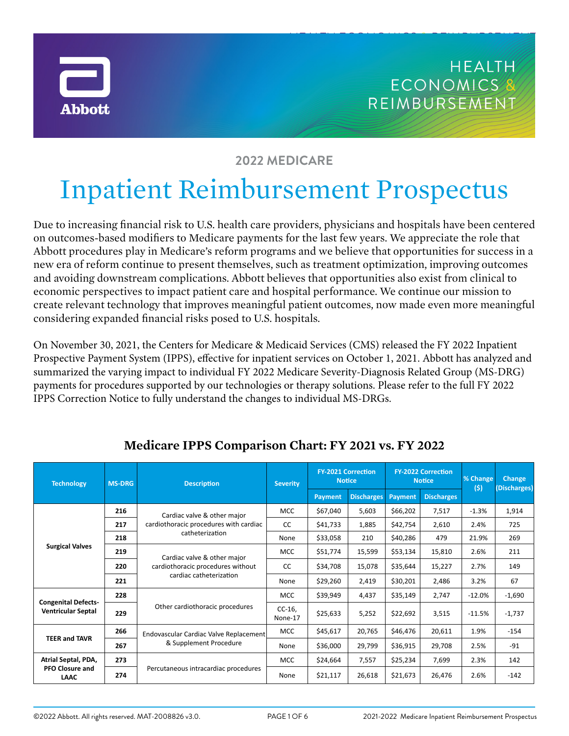HEALTH ECONOMICS & REIMBURSEMENT

## 2022 MEDICARE

# Inpatient Reimbursement Prospectus

Due to increasing financial risk to U.S. health care providers, physicians and hospitals have been centered on outcomes-based modifiers to Medicare payments for the last few years. We appreciate the role that Abbott procedures play in Medicare's reform programs and we believe that opportunities for success in a new era of reform continue to present themselves, such as treatment optimization, improving outcomes and avoiding downstream complications. Abbott believes that opportunities also exist from clinical to economic perspectives to impact patient care and hospital performance. We continue our mission to create relevant technology that improves meaningful patient outcomes, now made even more meaningful considering expanded financial risks posed to U.S. hospitals.

On November 30, 2021, the Centers for Medicare & Medicaid Services (CMS) released the FY 2022 Inpatient Prospective Payment System (IPPS), effective for inpatient services on October 1, 2021. Abbott has analyzed and summarized the varying impact to individual FY 2022 Medicare Severity-Diagnosis Related Group (MS-DRG) payments for procedures supported by our technologies or therapy solutions. Please refer to the full FY 2022 IPPS Correction Notice to fully understand the changes to individual MS-DRGs.

## Medicare IPPS Comparison Chart: FY 2021 vs. FY 2022

| Technology | MS-DRG | Description | Severity | FY-2021 Correction Notice | | FY-2022 Correction Notice | | % Change ($) | Change (Discharges) |
|---|---|---|---|---|---|---|---|---|---|
| | | | | Payment | Discharges | Payment | Discharges | | |
| Surgical Valves | 216 | Cardiac valve & other major cardiothoracic procedures with cardiac catheterization | MCC | $67,040 | 5,603 | $66,202 | 7,517 | -1.3% | 1,914 |
| | 217 | | CC | $41,733 | 1,885 | $42,754 | 2,610 | 2.4% | 725 |
| | 218 | | None | $33,058 | 210 | $40,286 | 479 | 21.9% | 269 |
| | 219 | Cardiac valve & other major cardiothoracic procedures without cardiac catheterization | MCC | $51,774 | 15,599 | $53,134 | 15,810 | 2.6% | 211 |
| | 220 | | CC | $34,708 | 15,078 | $35,644 | 15,227 | 2.7% | 149 |
| | 221 | | None | $29,260 | 2,419 | $30,201 | 2,486 | 3.2% | 67 |
| Congenital Defects-Ventricular Septal | 228 | Other cardiothoracic procedures | MCC | $39,949 | 4,437 | $35,149 | 2,747 | -12.0% | -1,690 |
| | 229 | | CC-16, None-17 | $25,633 | 5,252 | $22,692 | 3,515 | -11.5% | -1,737 |
| TEER and TAVR | 266 | Endovascular Cardiac Valve Replacement & Supplement Procedure | MCC | $45,617 | 20,765 | $46,476 | 20,611 | 1.9% | -154 |
| | 267 | | None | $36,000 | 29,799 | $36,915 | 29,708 | 2.5% | -91 |
| Atrial Septal, PDA, PFO Closure and LAAC | 273 | Percutaneous intracardiac procedures | MCC | $24,664 | 7,557 | $25,234 | 7,699 | 2.3% | 142 |
| | 274 | | None | $21,117 | 26,618 | $21,673 | 26,476 | 2.6% | -142 |

©2022 Abbott. All rights reserved. MAT-2008826 v3.0.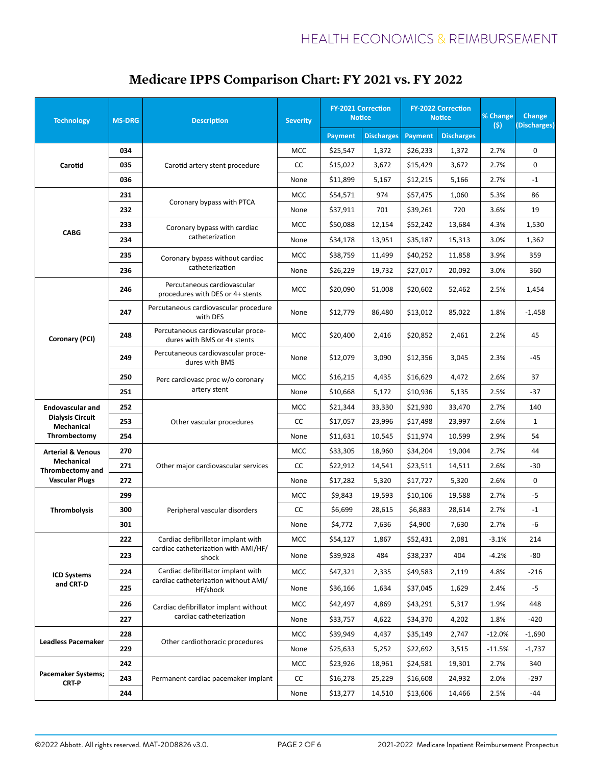# Medicare IPPS Comparison Chart: FY 2021 vs. FY 2022

| Technology | MS-DRG | Description | Severity | FY-2021 Correction Notice | | FY-2022 Correction Notice | | % Change ($) | Change (Discharges) |
|---|---|---|---|---|---|---|---|---|---|
| | | | | Payment | Discharges | Payment | Discharges | | |
| **Carotid** | **034** | Carotid artery stent procedure | MCC | $25,547 | 1,372 | $26,233 | 1,372 | 2.7% | 0 |
| | **035** | | CC | $15,022 | 3,672 | $15,429 | 3,672 | 2.7% | 0 |
| | **036** | | None | $11,899 | 5,167 | $12,215 | 5,166 | 2.7% | -1 |
| **CABG** | **231** | Coronary bypass with PTCA | MCC | $54,571 | 974 | $57,475 | 1,060 | 5.3% | 86 |
| | **232** | | None | $37,911 | 701 | $39,261 | 720 | 3.6% | 19 |
| | **233** | Coronary bypass with cardiac catheterization | MCC | $50,088 | 12,154 | $52,242 | 13,684 | 4.3% | 1,530 |
| | **234** | | None | $34,178 | 13,951 | $35,187 | 15,313 | 3.0% | 1,362 |
| | **235** | Coronary bypass without cardiac catheterization | MCC | $38,759 | 11,499 | $40,252 | 11,858 | 3.9% | 359 |
| | **236** | | None | $26,229 | 19,732 | $27,017 | 20,092 | 3.0% | 360 |
| **Coronary (PCI)** | **246** | Percutaneous cardiovascular procedures with DES or 4+ stents | MCC | $20,090 | 51,008 | $20,602 | 52,462 | 2.5% | 1,454 |
| | **247** | Percutaneous cardiovascular procedure with DES | None | $12,779 | 86,480 | $13,012 | 85,022 | 1.8% | -1,458 |
| | **248** | Percutaneous cardiovascular procedures with BMS or 4+ stents | MCC | $20,400 | 2,416 | $20,852 | 2,461 | 2.2% | 45 |
| | **249** | Percutaneous cardiovascular procedures with BMS | None | $12,079 | 3,090 | $12,356 | 3,045 | 2.3% | -45 |
| | **250** | Perc cardiovasc proc w/o coronary artery stent | MCC | $16,215 | 4,435 | $16,629 | 4,472 | 2.6% | 37 |
| | **251** | | None | $10,668 | 5,172 | $10,936 | 5,135 | 2.5% | -37 |
| **Endovascular and Dialysis Circuit Mechanical Thrombectomy** | **252** | Other vascular procedures | MCC | $21,344 | 33,330 | $21,930 | 33,470 | 2.7% | 140 |
| | **253** | | CC | $17,057 | 23,996 | $17,498 | 23,997 | 2.6% | 1 |
| | **254** | | None | $11,631 | 10,545 | $11,974 | 10,599 | 2.9% | 54 |
| **Arterial & Venous Mechanical Thrombectomy and Vascular Plugs** | **270** | Other major cardiovascular services | MCC | $33,305 | 18,960 | $34,204 | 19,004 | 2.7% | 44 |
| | **271** | | CC | $22,912 | 14,541 | $23,511 | 14,511 | 2.6% | -30 |
| | **272** | | None | $17,282 | 5,320 | $17,727 | 5,320 | 2.6% | 0 |
| **Thrombolysis** | **299** | Peripheral vascular disorders | MCC | $9,843 | 19,593 | $10,106 | 19,588 | 2.7% | -5 |
| | **300** | | CC | $6,699 | 28,615 | $6,883 | 28,614 | 2.7% | -1 |
| | **301** | | None | $4,772 | 7,636 | $4,900 | 7,630 | 2.7% | -6 |
| **ICD Systems and CRT-D** | **222** | Cardiac defibrillator implant with cardiac catheterization with AMI/HF/shock | MCC | $54,127 | 1,867 | $52,431 | 2,081 | -3.1% | 214 |
| | **223** | | None | $39,928 | 484 | $38,237 | 404 | -4.2% | -80 |
| | **224** | Cardiac defibrillator implant with cardiac catheterization without AMI/HF/shock | MCC | $47,321 | 2,335 | $49,583 | 2,119 | 4.8% | -216 |
| | **225** | | None | $36,166 | 1,634 | $37,045 | 1,629 | 2.4% | -5 |
| | **226** | Cardiac defibrillator implant without cardiac catheterization | MCC | $42,497 | 4,869 | $43,291 | 5,317 | 1.9% | 448 |
| | **227** | | None | $33,757 | 4,622 | $34,370 | 4,202 | 1.8% | -420 |
| **Leadless Pacemaker** | **228** | Other cardiothoracic procedures | MCC | $39,949 | 4,437 | $35,149 | 2,747 | -12.0% | -1,690 |
| | **229** | | None | $25,633 | 5,252 | $22,692 | 3,515 | -11.5% | -1,737 |
| **Pacemaker Systems; CRT-P** | **242** | Permanent cardiac pacemaker implant | MCC | $23,926 | 18,961 | $24,581 | 19,301 | 2.7% | 340 |
| | **243** | | CC | $16,278 | 25,229 | $16,608 | 24,932 | 2.0% | -297 |
| | **244** | | None | $13,277 | 14,510 | $13,606 | 14,466 | 2.5% | -44 |

©2022 Abbott. All rights reserved. MAT-2008826 v3.0.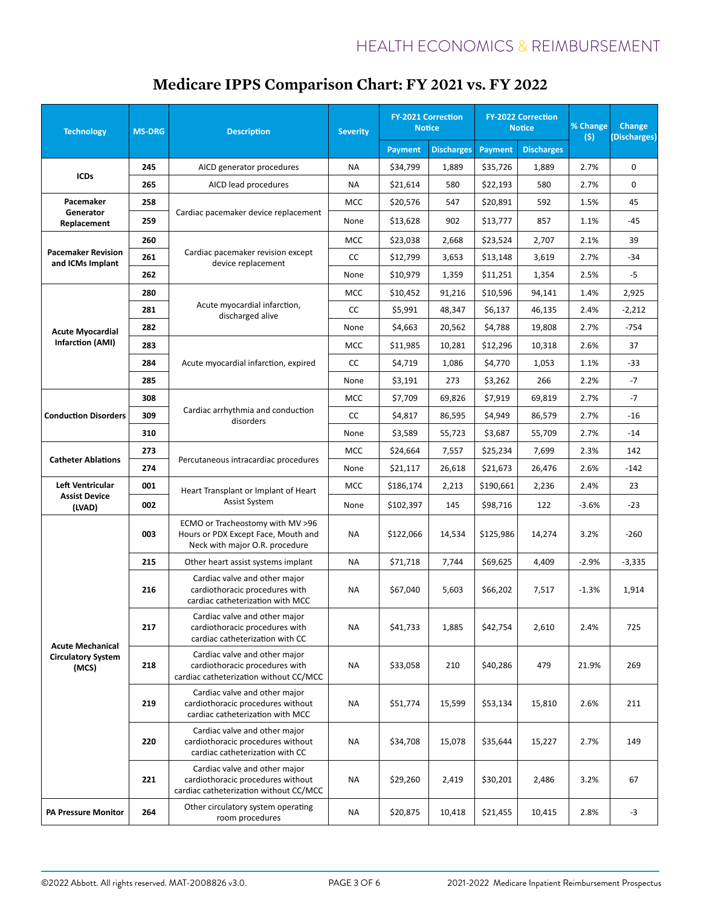# Medicare IPPS Comparison Chart: FY 2021 vs. FY 2022

| Technology | MS-DRG | Description | Severity | FY-2021 Correction Notice | | FY-2022 Correction Notice | | % Change ($) | Change (Discharges) |
|---|---|---|---|---|---|---|---|---|---|
| | | | | Payment | Discharges | Payment | Discharges | | |
| ICDs | 245 | AICD generator procedures | NA | $34,799 | 1,889 | $35,726 | 1,889 | 2.7% | 0 |
| | 265 | AICD lead procedures | NA | $21,614 | 580 | $22,193 | 580 | 2.7% | 0 |
| Pacemaker Generator Replacement | 258 | Cardiac pacemaker device replacement | MCC | $20,576 | 547 | $20,891 | 592 | 1.5% | 45 |
| | 259 | | None | $13,628 | 902 | $13,777 | 857 | 1.1% | -45 |
| Pacemaker Revision and ICMs Implant | 260 | Cardiac pacemaker revision except device replacement | MCC | $23,038 | 2,668 | $23,524 | 2,707 | 2.1% | 39 |
| | 261 | | CC | $12,799 | 3,653 | $13,148 | 3,619 | 2.7% | -34 |
| | 262 | | None | $10,979 | 1,359 | $11,251 | 1,354 | 2.5% | -5 |
| Acute Myocardial Infarction (AMI) | 280 | Acute myocardial infarction, discharged alive | MCC | $10,452 | 91,216 | $10,596 | 94,141 | 1.4% | 2,925 |
| | 281 | | CC | $5,991 | 48,347 | $6,137 | 46,135 | 2.4% | -2,212 |
| | 282 | | None | $4,663 | 20,562 | $4,788 | 19,808 | 2.7% | -754 |
| | 283 | Acute myocardial infarction, expired | MCC | $11,985 | 10,281 | $12,296 | 10,318 | 2.6% | 37 |
| | 284 | | CC | $4,719 | 1,086 | $4,770 | 1,053 | 1.1% | -33 |
| | 285 | | None | $3,191 | 273 | $3,262 | 266 | 2.2% | -7 |
| Conduction Disorders | 308 | Cardiac arrhythmia and conduction disorders | MCC | $7,709 | 69,826 | $7,919 | 69,819 | 2.7% | -7 |
| | 309 | | CC | $4,817 | 86,595 | $4,949 | 86,579 | 2.7% | -16 |
| | 310 | | None | $3,589 | 55,723 | $3,687 | 55,709 | 2.7% | -14 |
| Catheter Ablations | 273 | Percutaneous intracardiac procedures | MCC | $24,664 | 7,557 | $25,234 | 7,699 | 2.3% | 142 |
| | 274 | | None | $21,117 | 26,618 | $21,673 | 26,476 | 2.6% | -142 |
| Left Ventricular Assist Device (LVAD) | 001 | Heart Transplant or Implant of Heart Assist System | MCC | $186,174 | 2,213 | $190,661 | 2,236 | 2.4% | 23 |
| | 002 | | None | $102,397 | 145 | $98,716 | 122 | -3.6% | -23 |
| Acute Mechanical Circulatory System (MCS) | 003 | ECMO or Tracheostomy with MV >96 Hours or PDX Except Face, Mouth and Neck with major O.R. procedure | NA | $122,066 | 14,534 | $125,986 | 14,274 | 3.2% | -260 |
| | 215 | Other heart assist systems implant | NA | $71,718 | 7,744 | $69,625 | 4,409 | -2.9% | -3,335 |
| | 216 | Cardiac valve and other major cardiothoracic procedures with cardiac catheterization with MCC | NA | $67,040 | 5,603 | $66,202 | 7,517 | -1.3% | 1,914 |
| | 217 | Cardiac valve and other major cardiothoracic procedures with cardiac catheterization with CC | NA | $41,733 | 1,885 | $42,754 | 2,610 | 2.4% | 725 |
| | 218 | Cardiac valve and other major cardiothoracic procedures with cardiac catheterization without CC/MCC | NA | $33,058 | 210 | $40,286 | 479 | 21.9% | 269 |
| | 219 | Cardiac valve and other major cardiothoracic procedures without cardiac catheterization with MCC | NA | $51,774 | 15,599 | $53,134 | 15,810 | 2.6% | 211 |
| | 220 | Cardiac valve and other major cardiothoracic procedures without cardiac catheterization with CC | NA | $34,708 | 15,078 | $35,644 | 15,227 | 2.7% | 149 |
| | 221 | Cardiac valve and other major cardiothoracic procedures without cardiac catheterization without CC/MCC | NA | $29,260 | 2,419 | $30,201 | 2,486 | 3.2% | 67 |
| PA Pressure Monitor | 264 | Other circulatory system operating room procedures | NA | $20,875 | 10,418 | $21,455 | 10,415 | 2.8% | -3 |

©2022 Abbott. All rights reserved. MAT-2008826 v3.0.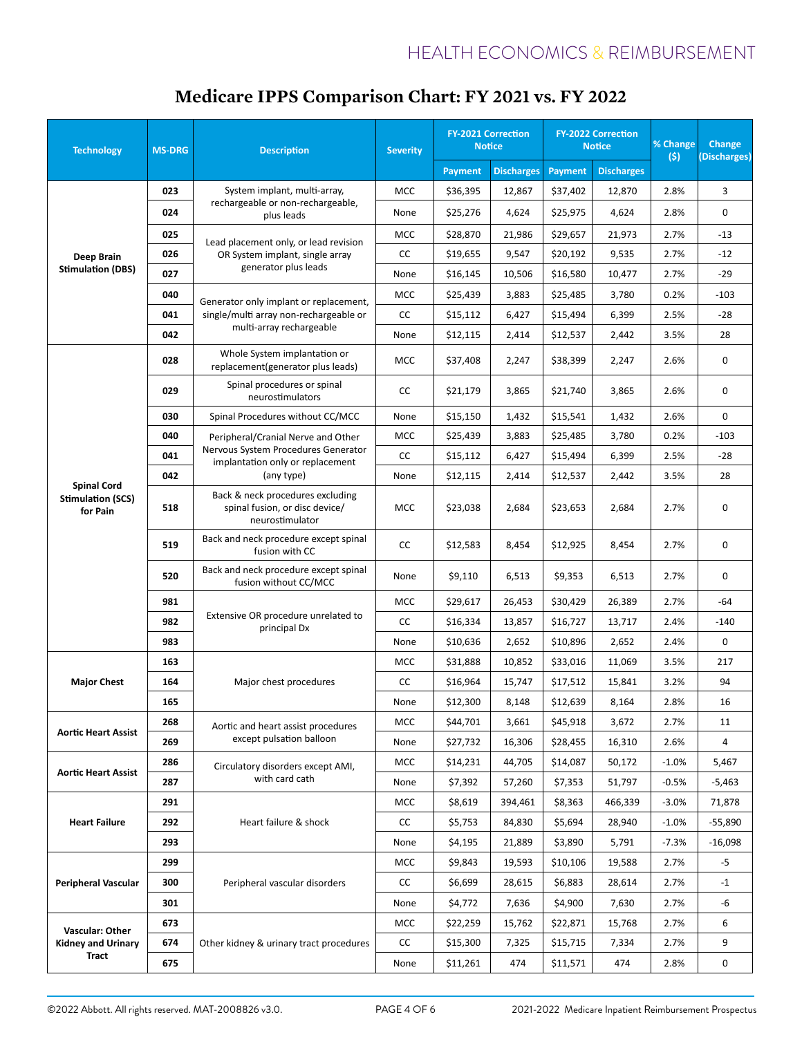# Medicare IPPS Comparison Chart: FY 2021 vs. FY 2022

| Technology | MS-DRG | Description | Severity | FY-2021 Correction Notice | | FY-2022 Correction Notice | | % Change ($) | Change (Discharges) |
|---|---|---|---|---|---|---|---|---|---|
| | | | | Payment | Discharges | Payment | Discharges | | |
| Deep Brain Stimulation (DBS) | 023 | System implant, multi-array, rechargeable or non-rechargeable, plus leads | MCC | $36,395 | 12,867 | $37,402 | 12,870 | 2.8% | 3 |
| | 024 | | None | $25,276 | 4,624 | $25,975 | 4,624 | 2.8% | 0 |
| | 025 | Lead placement only, or lead revision OR System implant, single array generator plus leads | MCC | $28,870 | 21,986 | $29,657 | 21,973 | 2.7% | -13 |
| | 026 | | CC | $19,655 | 9,547 | $20,192 | 9,535 | 2.7% | -12 |
| | 027 | | None | $16,145 | 10,506 | $16,580 | 10,477 | 2.7% | -29 |
| | 040 | Generator only implant or replacement, single/multi array non-rechargeable or multi-array rechargeable | MCC | $25,439 | 3,883 | $25,485 | 3,780 | 0.2% | -103 |
| | 041 | | CC | $15,112 | 6,427 | $15,494 | 6,399 | 2.5% | -28 |
| | 042 | | None | $12,115 | 2,414 | $12,537 | 2,442 | 3.5% | 28 |
| Spinal Cord Stimulation (SCS) for Pain | 028 | Whole System implantation or replacement(generator plus leads) | MCC | $37,408 | 2,247 | $38,399 | 2,247 | 2.6% | 0 |
| | 029 | Spinal procedures or spinal neurostimulators | CC | $21,179 | 3,865 | $21,740 | 3,865 | 2.6% | 0 |
| | 030 | Spinal Procedures without CC/MCC | None | $15,150 | 1,432 | $15,541 | 1,432 | 2.6% | 0 |
| | 040 | Peripheral/Cranial Nerve and Other Nervous System Procedures Generator implantation only or replacement (any type) | MCC | $25,439 | 3,883 | $25,485 | 3,780 | 0.2% | -103 |
| | 041 | | CC | $15,112 | 6,427 | $15,494 | 6,399 | 2.5% | -28 |
| | 042 | | None | $12,115 | 2,414 | $12,537 | 2,442 | 3.5% | 28 |
| | 518 | Back & neck procedures excluding spinal fusion, or disc device/ neurostimulator | MCC | $23,038 | 2,684 | $23,653 | 2,684 | 2.7% | 0 |
| | 519 | Back and neck procedure except spinal fusion with CC | CC | $12,583 | 8,454 | $12,925 | 8,454 | 2.7% | 0 |
| | 520 | Back and neck procedure except spinal fusion without CC/MCC | None | $9,110 | 6,513 | $9,353 | 6,513 | 2.7% | 0 |
| | 981 | Extensive OR procedure unrelated to principal Dx | MCC | $29,617 | 26,453 | $30,429 | 26,389 | 2.7% | -64 |
| | 982 | | CC | $16,334 | 13,857 | $16,727 | 13,717 | 2.4% | -140 |
| | 983 | | None | $10,636 | 2,652 | $10,896 | 2,652 | 2.4% | 0 |
| Major Chest | 163 | Major chest procedures | MCC | $31,888 | 10,852 | $33,016 | 11,069 | 3.5% | 217 |
| | 164 | | CC | $16,964 | 15,747 | $17,512 | 15,841 | 3.2% | 94 |
| | 165 | | None | $12,300 | 8,148 | $12,639 | 8,164 | 2.8% | 16 |
| Aortic Heart Assist | 268 | Aortic and heart assist procedures except pulsation balloon | MCC | $44,701 | 3,661 | $45,918 | 3,672 | 2.7% | 11 |
| | 269 | | None | $27,732 | 16,306 | $28,455 | 16,310 | 2.6% | 4 |
| Aortic Heart Assist | 286 | Circulatory disorders except AMI, with card cath | MCC | $14,231 | 44,705 | $14,087 | 50,172 | -1.0% | 5,467 |
| | 287 | | None | $7,392 | 57,260 | $7,353 | 51,797 | -0.5% | -5,463 |
| Heart Failure | 291 | Heart failure & shock | MCC | $8,619 | 394,461 | $8,363 | 466,339 | -3.0% | 71,878 |
| | 292 | | CC | $5,753 | 84,830 | $5,694 | 28,940 | -1.0% | -55,890 |
| | 293 | | None | $4,195 | 21,889 | $3,890 | 5,791 | -7.3% | -16,098 |
| Peripheral Vascular | 299 | Peripheral vascular disorders | MCC | $9,843 | 19,593 | $10,106 | 19,588 | 2.7% | -5 |
| | 300 | | CC | $6,699 | 28,615 | $6,883 | 28,614 | 2.7% | -1 |
| | 301 | | None | $4,772 | 7,636 | $4,900 | 7,630 | 2.7% | -6 |
| Vascular: Other Kidney and Urinary Tract | 673 | Other kidney & urinary tract procedures | MCC | $22,259 | 15,762 | $22,871 | 15,768 | 2.7% | 6 |
| | 674 | | CC | $15,300 | 7,325 | $15,715 | 7,334 | 2.7% | 9 |
| | 675 | | None | $11,261 | 474 | $11,571 | 474 | 2.8% | 0 |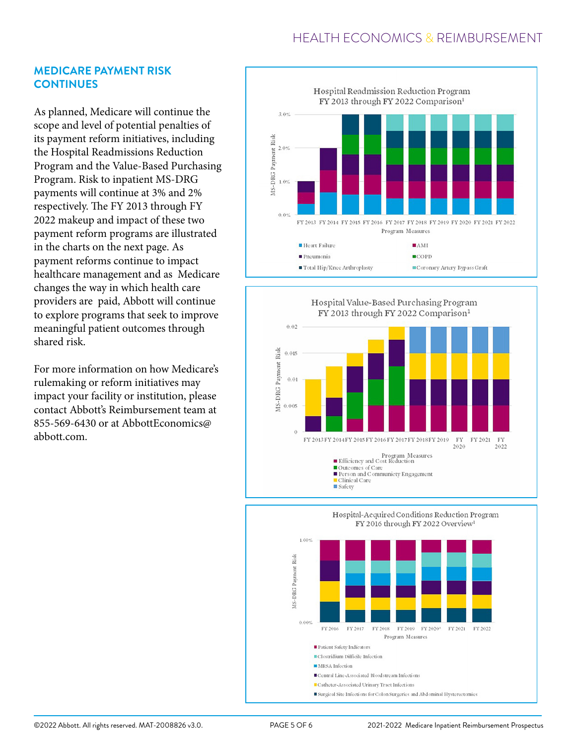## MEDICARE PAYMENT RISK CONTINUES

As planned, Medicare will continue the scope and level of potential penalties of its payment reform initiatives, including the Hospital Readmissions Reduction Program and the Value-Based Purchasing Program. Risk to inpatient MS-DRG payments will continue at 3% and 2% respectively. The FY 2013 through FY 2022 makeup and impact of these two payment reform programs are illustrated in the charts on the next page. As payment reforms continue to impact healthcare management and as Medicare changes the way in which health care providers are paid, Abbott will continue to explore programs that seek to improve meaningful patient outcomes through shared risk.

For more information on how Medicare's rulemaking or reform initiatives may impact your facility or institution, please contact Abbott's Reimbursement team at 855-569-6430 or at AbbottEconomics@abbott.com.

Hospital Readmission Reduction Program
FY 2013 through FY 2022 Comparison[1]

MS-DRG Payment Risk
3.0%
2.0%
1.0%
0.0%
FY 2013 FY 2014 FY 2015 FY 2016 FY 2017 FY 2018 FY 2019 FY 2020 FY 2021 FY 2022
Program Measures

Heart Failure
AMI
Pneumonia
COPD
Total Hip/Knee Arthroplasty
Coronary Artery Bypass Graft

Hospital Value-Based Purchasing Program
FY 2013 through FY 2022 Comparison[1]

MS-DRG Payment Risk
0.02
0.015
0.01
0.005
0
FY 2013 FY 2014 FY 2015 FY 2016 FY 2017 FY 2018 FY 2019 FY 2020 FY 2021 FY 2022
Program Measures

Efficiency and Cost Reduction
Outcomes of Care
Person and Community Engagement
Clinical Care
Safety

Hospital-Acquired Conditions Reduction Program
FY 2016 through FY 2022 Overview[1]

MS-DRG Payment Risk
1.00%
0.00%
FY 2016 FY 2017 FY 2018 FY 2019 FY 2020[+] FY 2021 FY 2022
Program Measures

Patient Safety Indicators
Clostridium Difficile Infection
MRSA Infection
Central Line-Associated Bloodstream Infections
Catheter-Associated Urinary Tract Infections
Surgical Site Infections for Colon Surgeries and Abdominal Hysterectomies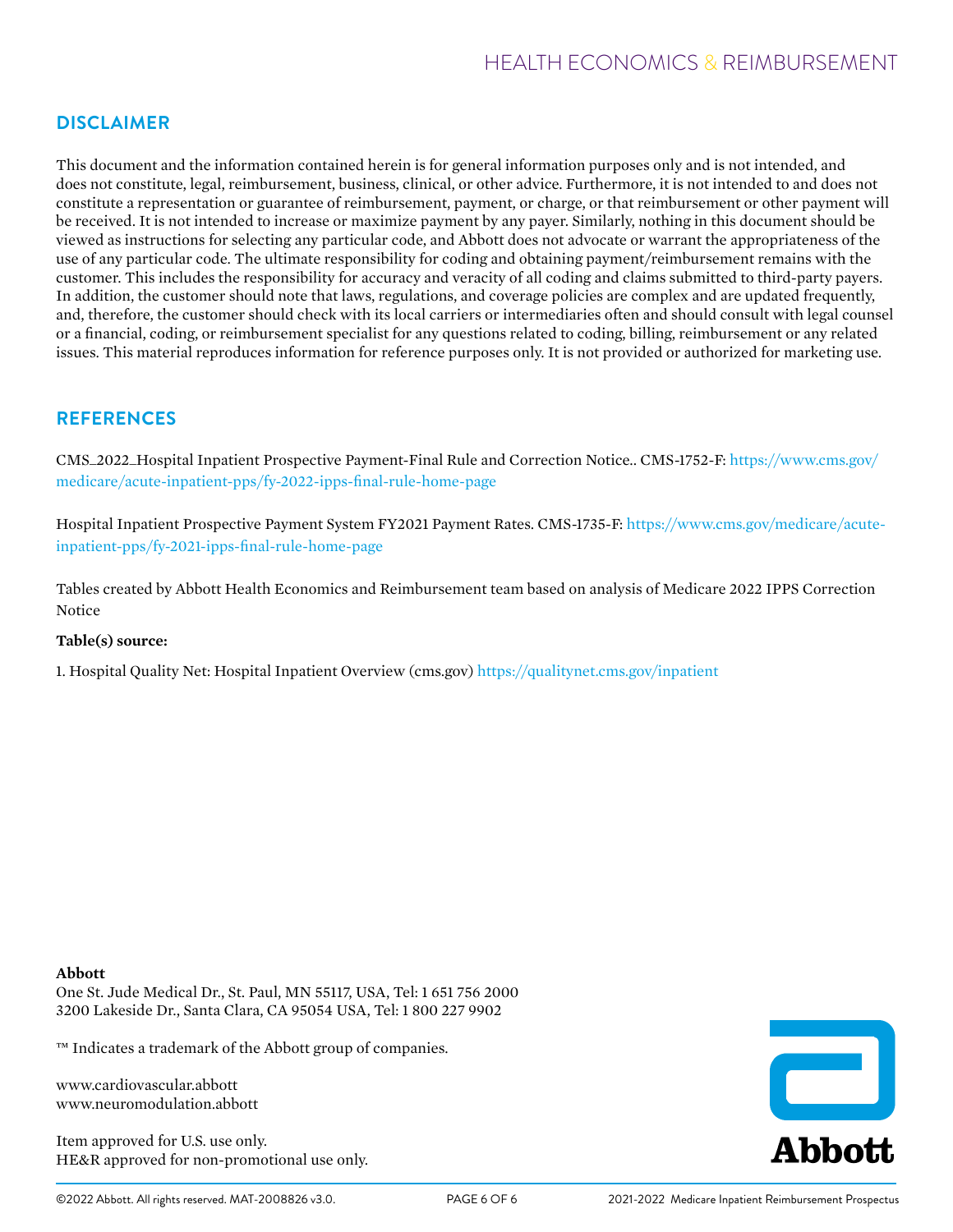## DISCLAIMER

This document and the information contained herein is for general information purposes only and is not intended, and does not constitute, legal, reimbursement, business, clinical, or other advice. Furthermore, it is not intended to and does not constitute a representation or guarantee of reimbursement, payment, or charge, or that reimbursement or other payment will be received. It is not intended to increase or maximize payment by any payer. Similarly, nothing in this document should be viewed as instructions for selecting any particular code, and Abbott does not advocate or warrant the appropriateness of the use of any particular code. The ultimate responsibility for coding and obtaining payment/reimbursement remains with the customer. This includes the responsibility for accuracy and veracity of all coding and claims submitted to third-party payers. In addition, the customer should note that laws, regulations, and coverage policies are complex and are updated frequently, and, therefore, the customer should check with its local carriers or intermediaries often and should consult with legal counsel or a financial, coding, or reimbursement specialist for any questions related to coding, billing, reimbursement or any related issues. This material reproduces information for reference purposes only. It is not provided or authorized for marketing use.

## REFERENCES

CMS_2022_Hospital Inpatient Prospective Payment-Final Rule and Correction Notice.. CMS-1752-F: https://www.cms.gov/medicare/acute-inpatient-pps/fy-2022-ipps-final-rule-home-page

Hospital Inpatient Prospective Payment System FY2021 Payment Rates. CMS-1735-F: https://www.cms.gov/medicare/acute-inpatient-pps/fy-2021-ipps-final-rule-home-page

Tables created by Abbott Health Economics and Reimbursement team based on analysis of Medicare 2022 IPPS Correction Notice

**Table(s) source:**

1. Hospital Quality Net: Hospital Inpatient Overview (cms.gov) https://qualitynet.cms.gov/inpatient

**Abbott**
One St. Jude Medical Dr., St. Paul, MN 55117, USA, Tel: 1 651 756 2000
3200 Lakeside Dr., Santa Clara, CA 95054 USA, Tel: 1 800 227 9902

™ Indicates a trademark of the Abbott group of companies.

www.cardiovascular.abbott
www.neuromodulation.abbott

Item approved for U.S. use only.
HE&R approved for non-promotional use only.

Abbott

©2022 Abbott. All rights reserved. MAT-2008826 v3.0.